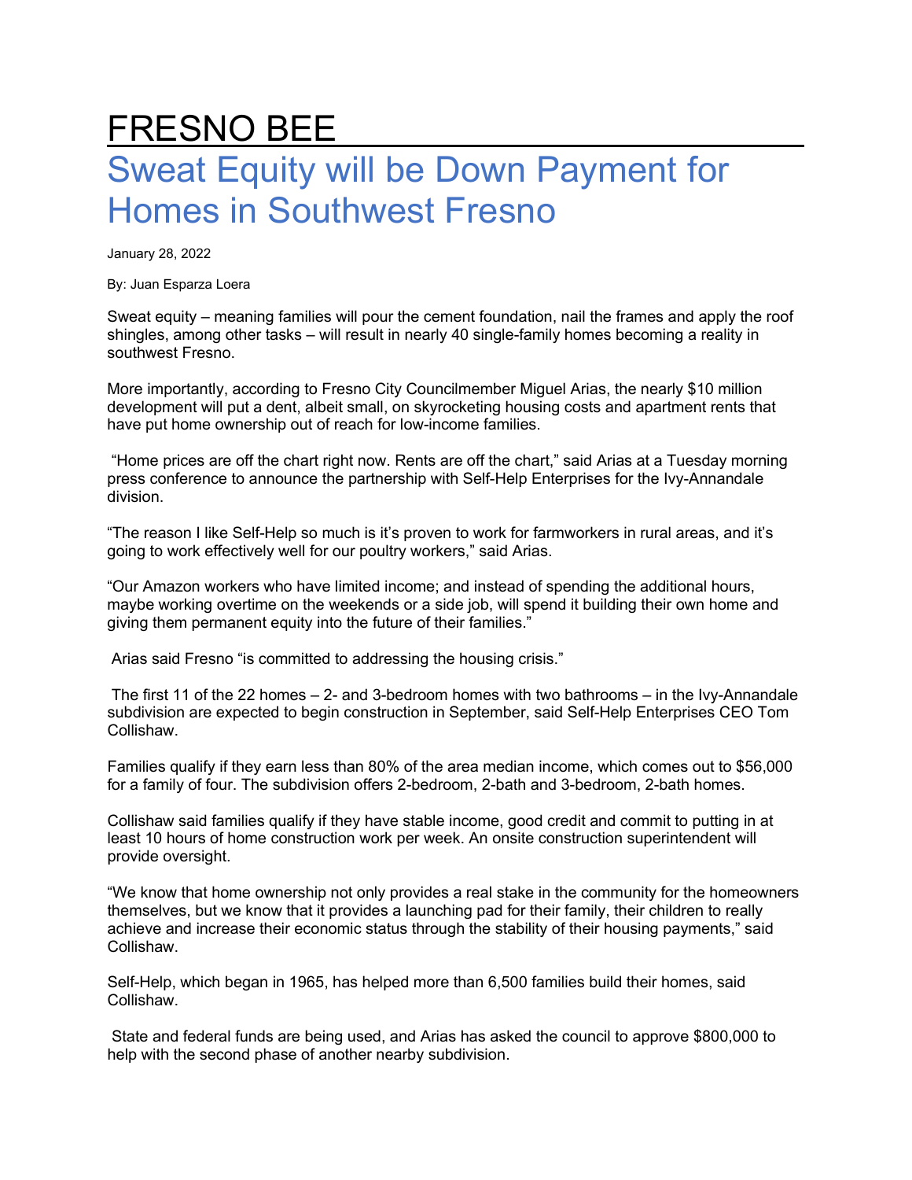# FRESNO BEE

## Sweat Equity will be Down Payment for Homes in Southwest Fresno

January 28, 2022

By: Juan Esparza Loera

Sweat equity – meaning families will pour the cement foundation, nail the frames and apply the roof shingles, among other tasks – will result in nearly 40 single-family homes becoming a reality in southwest Fresno.

More importantly, according to Fresno City Councilmember Miguel Arias, the nearly $10 million development will put a dent, albeit small, on skyrocketing housing costs and apartment rents that have put home ownership out of reach for low-income families.

"Home prices are off the chart right now. Rents are off the chart," said Arias at a Tuesday morning press conference to announce the partnership with Self-Help Enterprises for the Ivy-Annandale division.

"The reason I like Self-Help so much is it's proven to work for farmworkers in rural areas, and it's going to work effectively well for our poultry workers," said Arias.

"Our Amazon workers who have limited income; and instead of spending the additional hours, maybe working overtime on the weekends or a side job, will spend it building their own home and giving them permanent equity into the future of their families."

Arias said Fresno "is committed to addressing the housing crisis."

The first 11 of the 22 homes – 2- and 3-bedroom homes with two bathrooms – in the Ivy-Annandale subdivision are expected to begin construction in September, said Self-Help Enterprises CEO Tom Collishaw.

Families qualify if they earn less than 80% of the area median income, which comes out to $56,000 for a family of four. The subdivision offers 2-bedroom, 2-bath and 3-bedroom, 2-bath homes.

Collishaw said families qualify if they have stable income, good credit and commit to putting in at least 10 hours of home construction work per week. An onsite construction superintendent will provide oversight.

"We know that home ownership not only provides a real stake in the community for the homeowners themselves, but we know that it provides a launching pad for their family, their children to really achieve and increase their economic status through the stability of their housing payments," said Collishaw.

Self-Help, which began in 1965, has helped more than 6,500 families build their homes, said Collishaw.

State and federal funds are being used, and Arias has asked the council to approve $800,000 to help with the second phase of another nearby subdivision.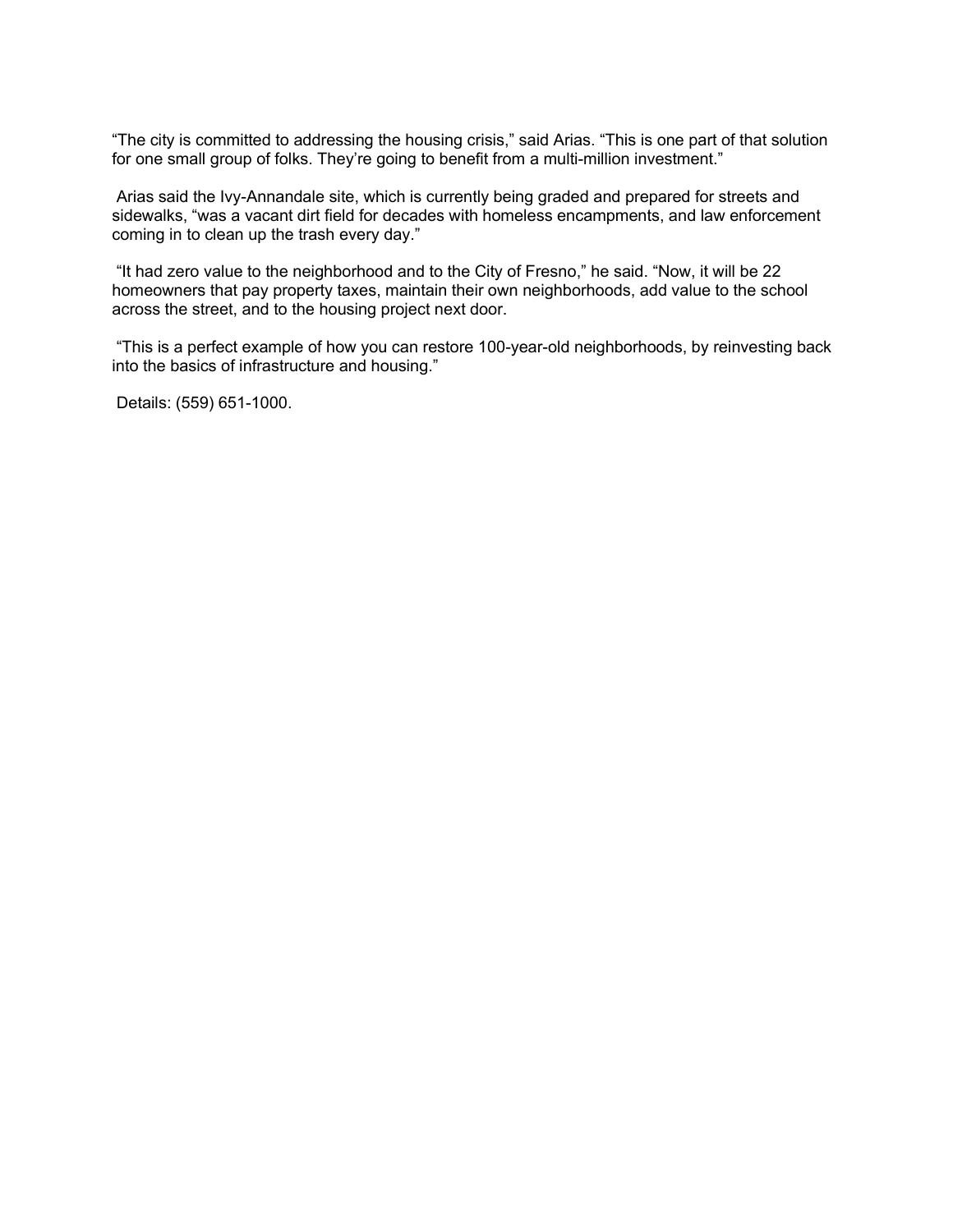“The city is committed to addressing the housing crisis,” said Arias. “This is one part of that solution for one small group of folks. They’re going to benefit from a multi-million investment.”

Arias said the Ivy-Annandale site, which is currently being graded and prepared for streets and sidewalks, “was a vacant dirt field for decades with homeless encampments, and law enforcement coming in to clean up the trash every day.”

“It had zero value to the neighborhood and to the City of Fresno,” he said. “Now, it will be 22 homeowners that pay property taxes, maintain their own neighborhoods, add value to the school across the street, and to the housing project next door.

“This is a perfect example of how you can restore 100-year-old neighborhoods, by reinvesting back into the basics of infrastructure and housing.”

Details: (559) 651-1000.